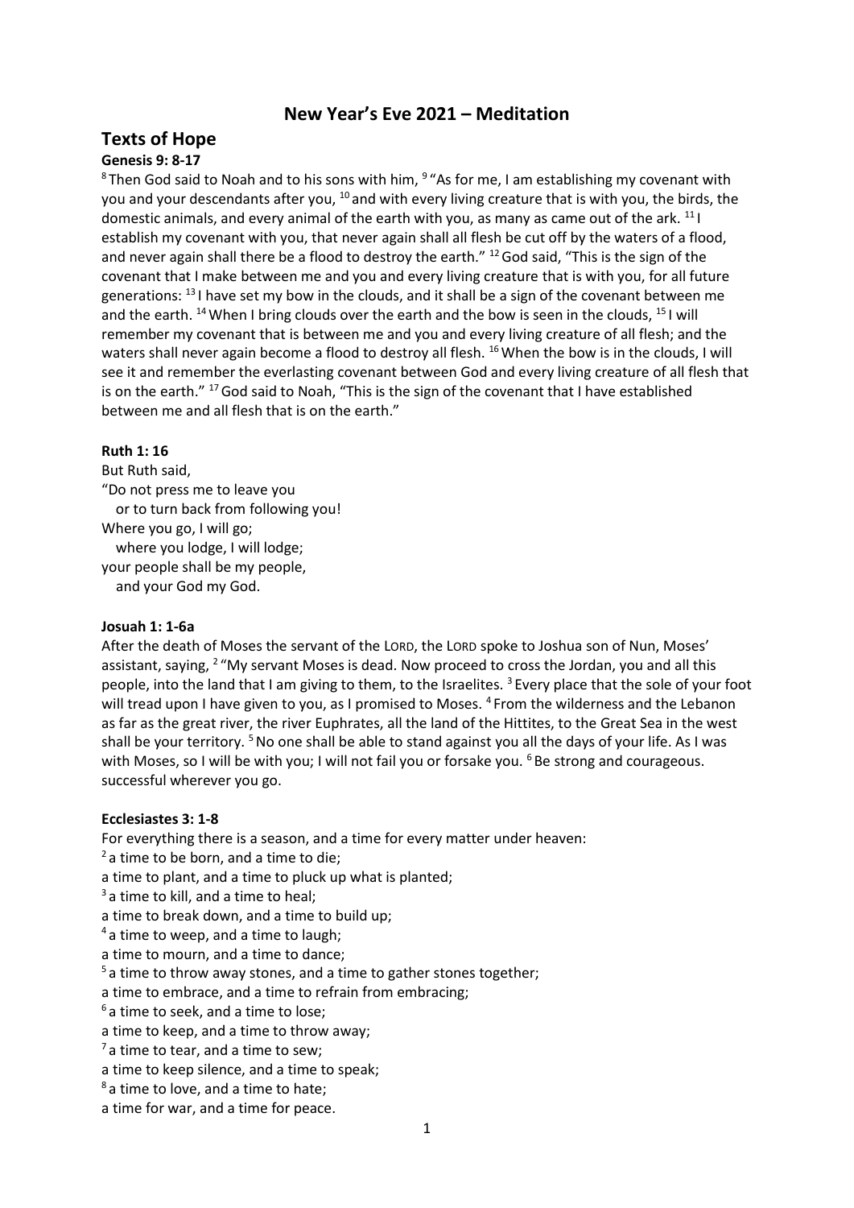# New Year's Eve 2021 – Meditation

## Texts of Hope

### Genesis 9: 8-17

[8] Then God said to Noah and to his sons with him, [9] "As for me, I am establishing my covenant with you and your descendants after you, [10] and with every living creature that is with you, the birds, the domestic animals, and every animal of the earth with you, as many as came out of the ark. [11] I establish my covenant with you, that never again shall all flesh be cut off by the waters of a flood, and never again shall there be a flood to destroy the earth." [12] God said, "This is the sign of the covenant that I make between me and you and every living creature that is with you, for all future generations: [13] I have set my bow in the clouds, and it shall be a sign of the covenant between me and the earth. [14] When I bring clouds over the earth and the bow is seen in the clouds, [15] I will remember my covenant that is between me and you and every living creature of all flesh; and the waters shall never again become a flood to destroy all flesh. [16] When the bow is in the clouds, I will see it and remember the everlasting covenant between God and every living creature of all flesh that is on the earth." [17] God said to Noah, "This is the sign of the covenant that I have established between me and all flesh that is on the earth."

### Ruth 1: 16

But Ruth said,
"Do not press me to leave you
   or to turn back from following you!
Where you go, I will go;
   where you lodge, I will lodge;
your people shall be my people,
   and your God my God.

### Josuah 1: 1-6a

After the death of Moses the servant of the LORD, the LORD spoke to Joshua son of Nun, Moses' assistant, saying, [2] "My servant Moses is dead. Now proceed to cross the Jordan, you and all this people, into the land that I am giving to them, to the Israelites. [3] Every place that the sole of your foot will tread upon I have given to you, as I promised to Moses. [4] From the wilderness and the Lebanon as far as the great river, the river Euphrates, all the land of the Hittites, to the Great Sea in the west shall be your territory. [5] No one shall be able to stand against you all the days of your life. As I was with Moses, so I will be with you; I will not fail you or forsake you. [6] Be strong and courageous. successful wherever you go.

### Ecclesiastes 3: 1-8

For everything there is a season, and a time for every matter under heaven:
[2] a time to be born, and a time to die;
a time to plant, and a time to pluck up what is planted;
[3] a time to kill, and a time to heal;
a time to break down, and a time to build up;
[4] a time to weep, and a time to laugh;
a time to mourn, and a time to dance;
[5] a time to throw away stones, and a time to gather stones together;
a time to embrace, and a time to refrain from embracing;
[6] a time to seek, and a time to lose;
a time to keep, and a time to throw away;
[7] a time to tear, and a time to sew;
a time to keep silence, and a time to speak;
[8] a time to love, and a time to hate;
a time for war, and a time for peace.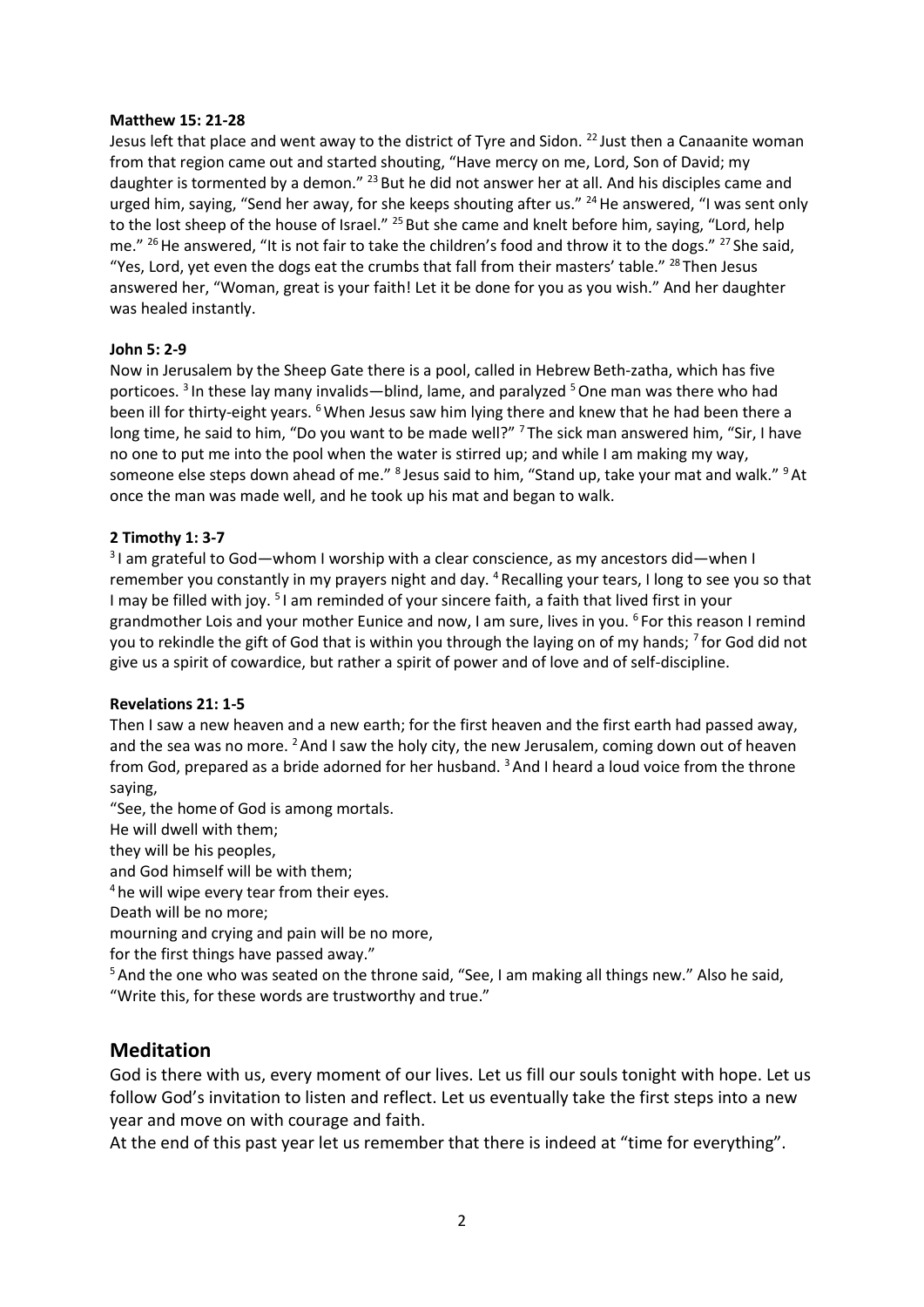**Matthew 15: 21-28**

Jesus left that place and went away to the district of Tyre and Sidon. [22] Just then a Canaanite woman from that region came out and started shouting, "Have mercy on me, Lord, Son of David; my daughter is tormented by a demon." [23] But he did not answer her at all. And his disciples came and urged him, saying, "Send her away, for she keeps shouting after us." [24] He answered, "I was sent only to the lost sheep of the house of Israel." [25] But she came and knelt before him, saying, "Lord, help me." [26] He answered, "It is not fair to take the children's food and throw it to the dogs." [27] She said, "Yes, Lord, yet even the dogs eat the crumbs that fall from their masters' table." [28] Then Jesus answered her, "Woman, great is your faith! Let it be done for you as you wish." And her daughter was healed instantly.

**John 5: 2-9**

Now in Jerusalem by the Sheep Gate there is a pool, called in Hebrew Beth-zatha, which has five porticoes. [3] In these lay many invalids—blind, lame, and paralyzed [5] One man was there who had been ill for thirty-eight years. [6] When Jesus saw him lying there and knew that he had been there a long time, he said to him, "Do you want to be made well?" [7] The sick man answered him, "Sir, I have no one to put me into the pool when the water is stirred up; and while I am making my way, someone else steps down ahead of me." [8] Jesus said to him, "Stand up, take your mat and walk." [9] At once the man was made well, and he took up his mat and began to walk.

**2 Timothy 1: 3-7**

[3] I am grateful to God—whom I worship with a clear conscience, as my ancestors did—when I remember you constantly in my prayers night and day. [4] Recalling your tears, I long to see you so that I may be filled with joy. [5] I am reminded of your sincere faith, a faith that lived first in your grandmother Lois and your mother Eunice and now, I am sure, lives in you. [6] For this reason I remind you to rekindle the gift of God that is within you through the laying on of my hands; [7] for God did not give us a spirit of cowardice, but rather a spirit of power and of love and of self-discipline.

**Revelations 21: 1-5**

Then I saw a new heaven and a new earth; for the first heaven and the first earth had passed away, and the sea was no more. [2] And I saw the holy city, the new Jerusalem, coming down out of heaven from God, prepared as a bride adorned for her husband. [3] And I heard a loud voice from the throne saying,

"See, the home of God is among mortals.  
He will dwell with them;  
they will be his peoples,  
and God himself will be with them;  
[4] he will wipe every tear from their eyes.  
Death will be no more;  
mourning and crying and pain will be no more,  
for the first things have passed away."

[5] And the one who was seated on the throne said, "See, I am making all things new." Also he said, "Write this, for these words are trustworthy and true."

## Meditation

God is there with us, every moment of our lives. Let us fill our souls tonight with hope. Let us follow God's invitation to listen and reflect. Let us eventually take the first steps into a new year and move on with courage and faith.

At the end of this past year let us remember that there is indeed at "time for everything".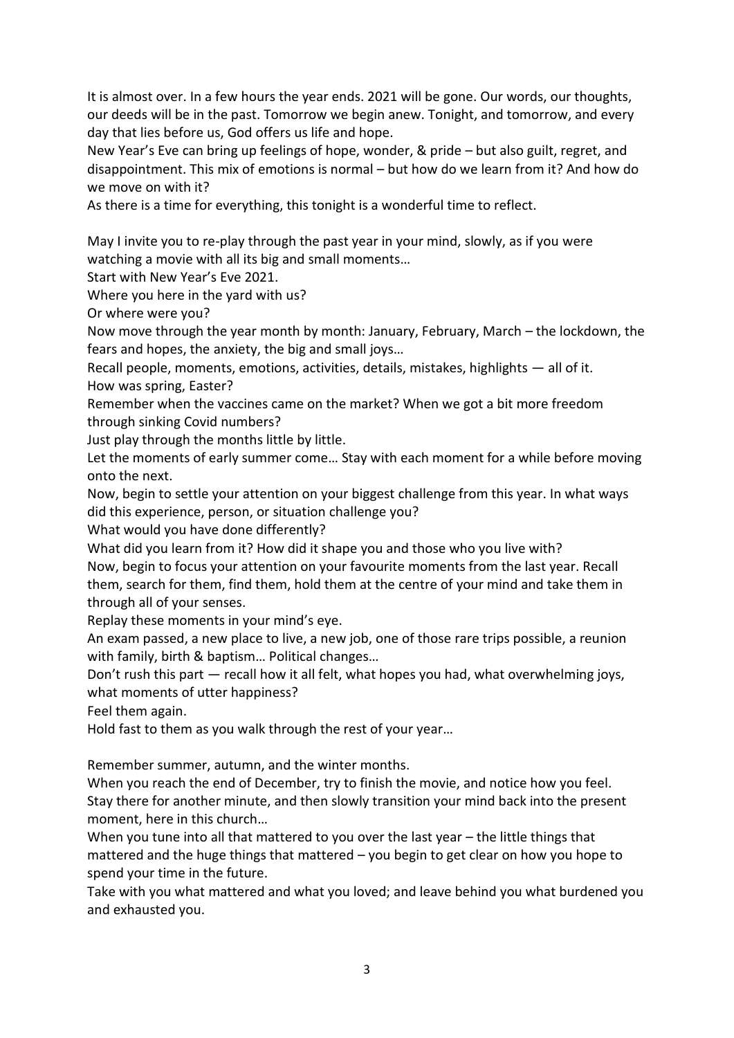It is almost over. In a few hours the year ends. 2021 will be gone. Our words, our thoughts, our deeds will be in the past. Tomorrow we begin anew. Tonight, and tomorrow, and every day that lies before us, God offers us life and hope.

New Year's Eve can bring up feelings of hope, wonder, & pride – but also guilt, regret, and disappointment. This mix of emotions is normal – but how do we learn from it? And how do we move on with it?

As there is a time for everything, this tonight is a wonderful time to reflect.

May I invite you to re-play through the past year in your mind, slowly, as if you were watching a movie with all its big and small moments…

Start with New Year's Eve 2021.

Where you here in the yard with us?

Or where were you?

Now move through the year month by month: January, February, March – the lockdown, the fears and hopes, the anxiety, the big and small joys…

Recall people, moments, emotions, activities, details, mistakes, highlights — all of it.

How was spring, Easter?

Remember when the vaccines came on the market? When we got a bit more freedom through sinking Covid numbers?

Just play through the months little by little.

Let the moments of early summer come… Stay with each moment for a while before moving onto the next.

Now, begin to settle your attention on your biggest challenge from this year. In what ways did this experience, person, or situation challenge you?

What would you have done differently?

What did you learn from it? How did it shape you and those who you live with?

Now, begin to focus your attention on your favourite moments from the last year. Recall them, search for them, find them, hold them at the centre of your mind and take them in through all of your senses.

Replay these moments in your mind's eye.

An exam passed, a new place to live, a new job, one of those rare trips possible, a reunion with family, birth & baptism… Political changes…

Don't rush this part — recall how it all felt, what hopes you had, what overwhelming joys, what moments of utter happiness?

Feel them again.

Hold fast to them as you walk through the rest of your year…

Remember summer, autumn, and the winter months.

When you reach the end of December, try to finish the movie, and notice how you feel.

Stay there for another minute, and then slowly transition your mind back into the present moment, here in this church…

When you tune into all that mattered to you over the last year – the little things that mattered and the huge things that mattered – you begin to get clear on how you hope to spend your time in the future.

Take with you what mattered and what you loved; and leave behind you what burdened you and exhausted you.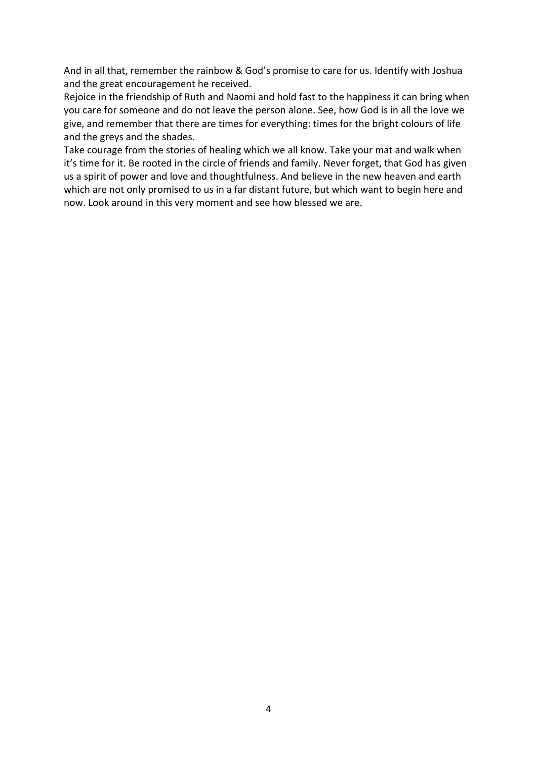And in all that, remember the rainbow & God's promise to care for us. Identify with Joshua and the great encouragement he received.

Rejoice in the friendship of Ruth and Naomi and hold fast to the happiness it can bring when you care for someone and do not leave the person alone. See, how God is in all the love we give, and remember that there are times for everything: times for the bright colours of life and the greys and the shades.

Take courage from the stories of healing which we all know. Take your mat and walk when it's time for it. Be rooted in the circle of friends and family. Never forget, that God has given us a spirit of power and love and thoughtfulness. And believe in the new heaven and earth which are not only promised to us in a far distant future, but which want to begin here and now. Look around in this very moment and see how blessed we are.